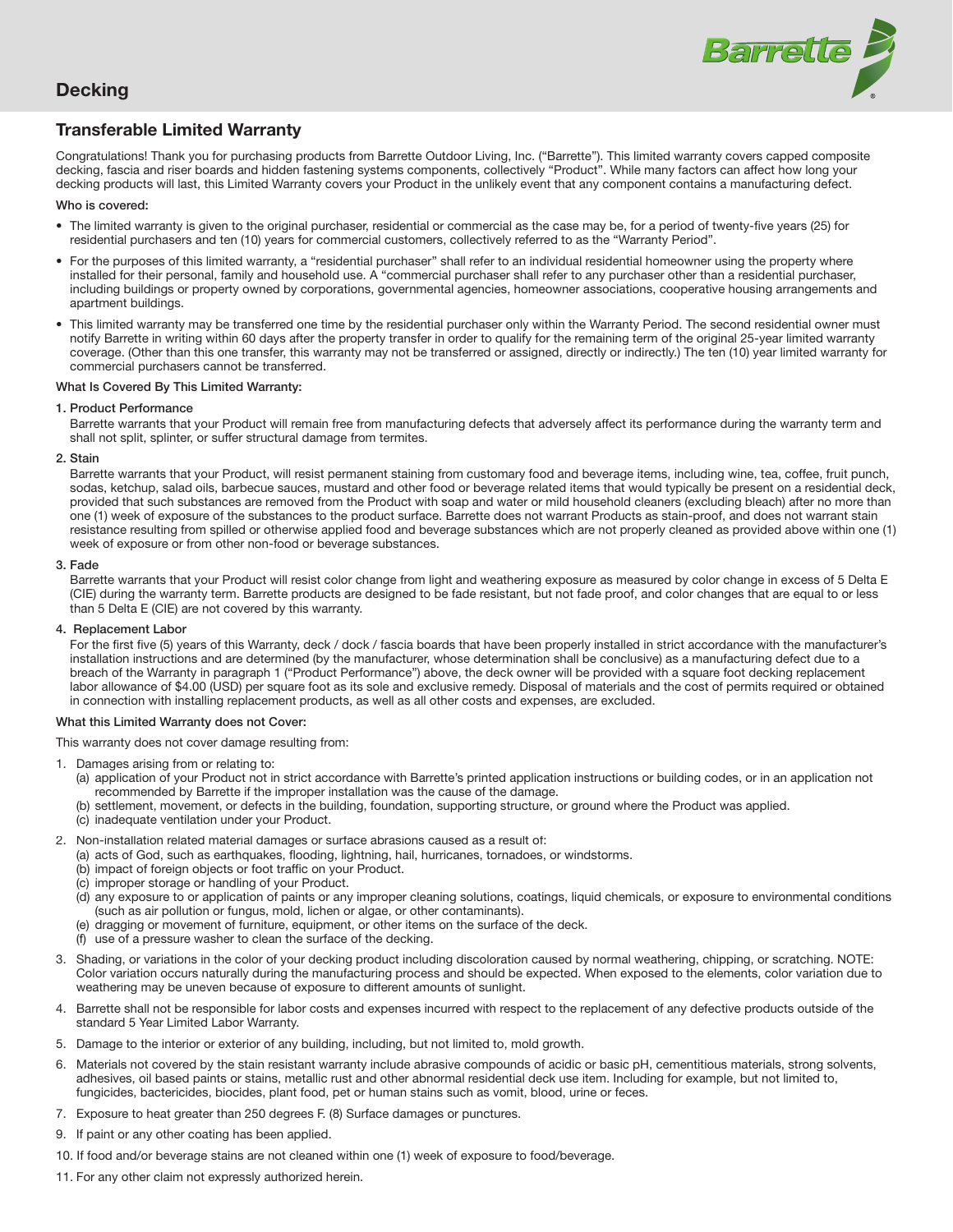# Decking

Barrette

## Transferable Limited Warranty

Congratulations! Thank you for purchasing products from Barrette Outdoor Living, Inc. ("Barrette"). This limited warranty covers capped composite decking, fascia and riser boards and hidden fastening systems components, collectively "Product". While many factors can affect how long your decking products will last, this Limited Warranty covers your Product in the unlikely event that any component contains a manufacturing defect.

### Who is covered:

- The limited warranty is given to the original purchaser, residential or commercial as the case may be, for a period of twenty-five years (25) for residential purchasers and ten (10) years for commercial customers, collectively referred to as the "Warranty Period".
- For the purposes of this limited warranty, a "residential purchaser" shall refer to an individual residential homeowner using the property where installed for their personal, family and household use. A "commercial purchaser shall refer to any purchaser other than a residential purchaser, including buildings or property owned by corporations, governmental agencies, homeowner associations, cooperative housing arrangements and apartment buildings.
- This limited warranty may be transferred one time by the residential purchaser only within the Warranty Period. The second residential owner must notify Barrette in writing within 60 days after the property transfer in order to qualify for the remaining term of the original 25-year limited warranty coverage. (Other than this one transfer, this warranty may not be transferred or assigned, directly or indirectly.) The ten (10) year limited warranty for commercial purchasers cannot be transferred.

### What Is Covered By This Limited Warranty:

1. Product Performance

   Barrette warrants that your Product will remain free from manufacturing defects that adversely affect its performance during the warranty term and shall not split, splinter, or suffer structural damage from termites.

2. Stain

   Barrette warrants that your Product, will resist permanent staining from customary food and beverage items, including wine, tea, coffee, fruit punch, sodas, ketchup, salad oils, barbecue sauces, mustard and other food or beverage related items that would typically be present on a residential deck, provided that such substances are removed from the Product with soap and water or mild household cleaners (excluding bleach) after no more than one (1) week of exposure of the substances to the product surface. Barrette does not warrant Products as stain-proof, and does not warrant stain resistance resulting from spilled or otherwise applied food and beverage substances which are not properly cleaned as provided above within one (1) week of exposure or from other non-food or beverage substances.

3. Fade

   Barrette warrants that your Product will resist color change from light and weathering exposure as measured by color change in excess of 5 Delta E (CIE) during the warranty term. Barrette products are designed to be fade resistant, but not fade proof, and color changes that are equal to or less than 5 Delta E (CIE) are not covered by this warranty.

4. Replacement Labor

   For the first five (5) years of this Warranty, deck / dock / fascia boards that have been properly installed in strict accordance with the manufacturer's installation instructions and are determined (by the manufacturer, whose determination shall be conclusive) as a manufacturing defect due to a breach of the Warranty in paragraph 1 ("Product Performance") above, the deck owner will be provided with a square foot decking replacement labor allowance of $4.00 (USD) per square foot as its sole and exclusive remedy. Disposal of materials and the cost of permits required or obtained in connection with installing replacement products, as well as all other costs and expenses, are excluded.

### What this Limited Warranty does not Cover:

This warranty does not cover damage resulting from:

1. Damages arising from or relating to:
   (a) application of your Product not in strict accordance with Barrette's printed application instructions or building codes, or in an application not recommended by Barrette if the improper installation was the cause of the damage.
   (b) settlement, movement, or defects in the building, foundation, supporting structure, or ground where the Product was applied.
   (c) inadequate ventilation under your Product.
2. Non-installation related material damages or surface abrasions caused as a result of:
   (a) acts of God, such as earthquakes, flooding, lightning, hail, hurricanes, tornadoes, or windstorms.
   (b) impact of foreign objects or foot traffic on your Product.
   (c) improper storage or handling of your Product.
   (d) any exposure to or application of paints or any improper cleaning solutions, coatings, liquid chemicals, or exposure to environmental conditions (such as air pollution or fungus, mold, lichen or algae, or other contaminants).
   (e) dragging or movement of furniture, equipment, or other items on the surface of the deck.
   (f) use of a pressure washer to clean the surface of the decking.
3. Shading, or variations in the color of your decking product including discoloration caused by normal weathering, chipping, or scratching. NOTE: Color variation occurs naturally during the manufacturing process and should be expected. When exposed to the elements, color variation due to weathering may be uneven because of exposure to different amounts of sunlight.
4. Barrette shall not be responsible for labor costs and expenses incurred with respect to the replacement of any defective products outside of the standard 5 Year Limited Labor Warranty.
5. Damage to the interior or exterior of any building, including, but not limited to, mold growth.
6. Materials not covered by the stain resistant warranty include abrasive compounds of acidic or basic pH, cementitious materials, strong solvents, adhesives, oil based paints or stains, metallic rust and other abnormal residential deck use item. Including for example, but not limited to, fungicides, bactericides, biocides, plant food, pet or human stains such as vomit, blood, urine or feces.
7. Exposure to heat greater than 250 degrees F. (8) Surface damages or punctures.
9. If paint or any other coating has been applied.
10. If food and/or beverage stains are not cleaned within one (1) week of exposure to food/beverage.
11. For any other claim not expressly authorized herein.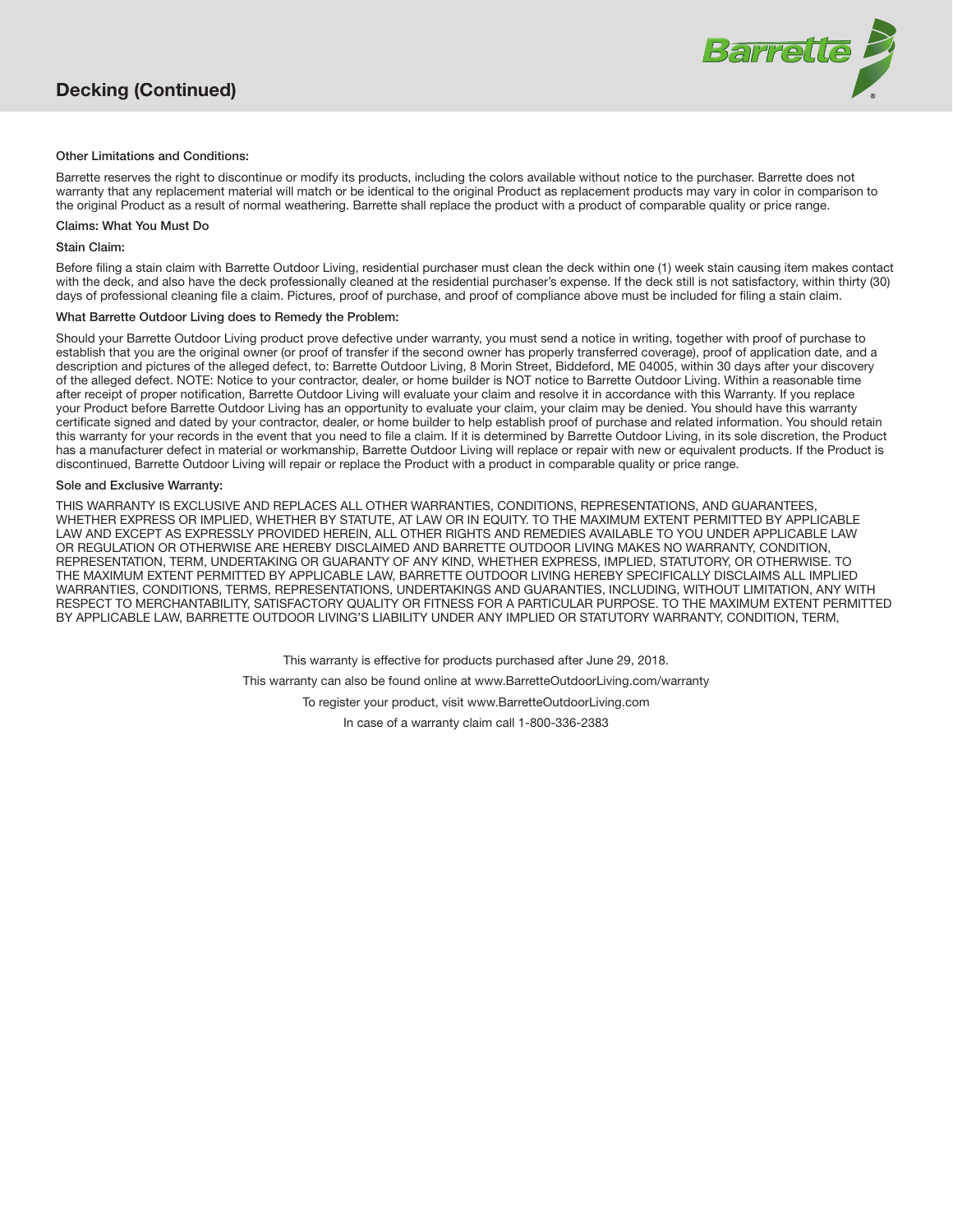## Decking (Continued)

**Other Limitations and Conditions:**

Barrette reserves the right to discontinue or modify its products, including the colors available without notice to the purchaser. Barrette does not warranty that any replacement material will match or be identical to the original Product as replacement products may vary in color in comparison to the original Product as a result of normal weathering. Barrette shall replace the product with a product of comparable quality or price range.

**Claims: What You Must Do**

**Stain Claim:**

Before filing a stain claim with Barrette Outdoor Living, residential purchaser must clean the deck within one (1) week stain causing item makes contact with the deck, and also have the deck professionally cleaned at the residential purchaser's expense. If the deck still is not satisfactory, within thirty (30) days of professional cleaning file a claim. Pictures, proof of purchase, and proof of compliance above must be included for filing a stain claim.

**What Barrette Outdoor Living does to Remedy the Problem:**

Should your Barrette Outdoor Living product prove defective under warranty, you must send a notice in writing, together with proof of purchase to establish that you are the original owner (or proof of transfer if the second owner has properly transferred coverage), proof of application date, and a description and pictures of the alleged defect, to: Barrette Outdoor Living, 8 Morin Street, Biddeford, ME 04005, within 30 days after your discovery of the alleged defect. NOTE: Notice to your contractor, dealer, or home builder is NOT notice to Barrette Outdoor Living. Within a reasonable time after receipt of proper notification, Barrette Outdoor Living will evaluate your claim and resolve it in accordance with this Warranty. If you replace your Product before Barrette Outdoor Living has an opportunity to evaluate your claim, your claim may be denied. You should have this warranty certificate signed and dated by your contractor, dealer, or home builder to help establish proof of purchase and related information. You should retain this warranty for your records in the event that you need to file a claim. If it is determined by Barrette Outdoor Living, in its sole discretion, the Product has a manufacturer defect in material or workmanship, Barrette Outdoor Living will replace or repair with new or equivalent products. If the Product is discontinued, Barrette Outdoor Living will repair or replace the Product with a product in comparable quality or price range.

**Sole and Exclusive Warranty:**

THIS WARRANTY IS EXCLUSIVE AND REPLACES ALL OTHER WARRANTIES, CONDITIONS, REPRESENTATIONS, AND GUARANTEES, WHETHER EXPRESS OR IMPLIED, WHETHER BY STATUTE, AT LAW OR IN EQUITY. TO THE MAXIMUM EXTENT PERMITTED BY APPLICABLE LAW AND EXCEPT AS EXPRESSLY PROVIDED HEREIN, ALL OTHER RIGHTS AND REMEDIES AVAILABLE TO YOU UNDER APPLICABLE LAW OR REGULATION OR OTHERWISE ARE HEREBY DISCLAIMED AND BARRETTE OUTDOOR LIVING MAKES NO WARRANTY, CONDITION, REPRESENTATION, TERM, UNDERTAKING OR GUARANTY OF ANY KIND, WHETHER EXPRESS, IMPLIED, STATUTORY, OR OTHERWISE. TO THE MAXIMUM EXTENT PERMITTED BY APPLICABLE LAW, BARRETTE OUTDOOR LIVING HEREBY SPECIFICALLY DISCLAIMS ALL IMPLIED WARRANTIES, CONDITIONS, TERMS, REPRESENTATIONS, UNDERTAKINGS AND GUARANTIES, INCLUDING, WITHOUT LIMITATION, ANY WITH RESPECT TO MERCHANTABILITY, SATISFACTORY QUALITY OR FITNESS FOR A PARTICULAR PURPOSE. TO THE MAXIMUM EXTENT PERMITTED BY APPLICABLE LAW, BARRETTE OUTDOOR LIVING'S LIABILITY UNDER ANY IMPLIED OR STATUTORY WARRANTY, CONDITION, TERM,

This warranty is effective for products purchased after June 29, 2018.

This warranty can also be found online at www.BarretteOutdoorLiving.com/warranty

To register your product, visit www.BarretteOutdoorLiving.com

In case of a warranty claim call 1-800-336-2383